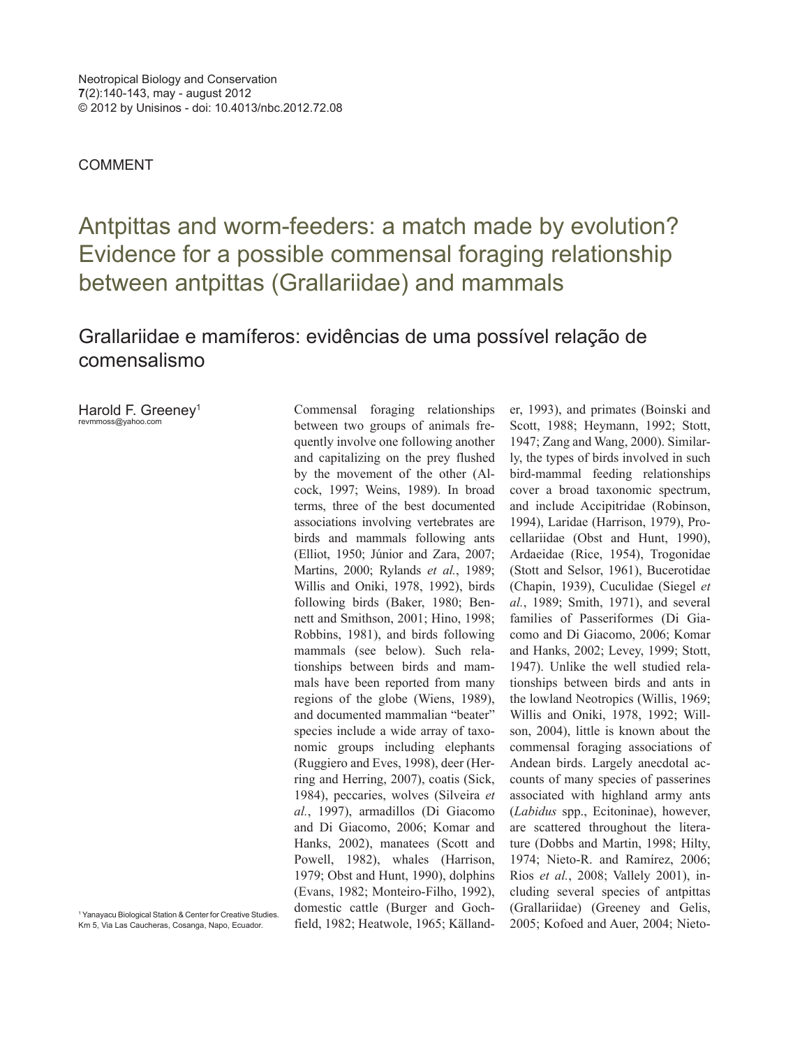COMMENT

# Antpittas and worm-feeders: a match made by evolution? Evidence for a possible commensal foraging relationship between antpittas (Grallariidae) and mammals

## Grallariidae e mamíferos: evidências de uma possível relação de comensalismo

Harold F. Greeney[1]
revmmoss@yahoo.com

[1] Yanayacu Biological Station & Center for Creative Studies. Km 5, Via Las Caucheras, Cosanga, Napo, Ecuador.

Commensal foraging relationships between two groups of animals frequently involve one following another and capitalizing on the prey flushed by the movement of the other (Alcock, 1997; Weins, 1989). In broad terms, three of the best documented associations involving vertebrates are birds and mammals following ants (Elliot, 1950; Júnior and Zara, 2007; Martins, 2000; Rylands *et al.*, 1989; Willis and Oniki, 1978, 1992), birds following birds (Baker, 1980; Bennett and Smithson, 2001; Hino, 1998; Robbins, 1981), and birds following mammals (see below). Such relationships between birds and mammals have been reported from many regions of the globe (Wiens, 1989), and documented mammalian "beater" species include a wide array of taxonomic groups including elephants (Ruggiero and Eves, 1998), deer (Herring and Herring, 2007), coatis (Sick, 1984), peccaries, wolves (Silveira *et al.*, 1997), armadillos (Di Giacomo and Di Giacomo, 2006; Komar and Hanks, 2002), manatees (Scott and Powell, 1982), whales (Harrison, 1979; Obst and Hunt, 1990), dolphins (Evans, 1982; Monteiro-Filho, 1992), domestic cattle (Burger and Gochfield, 1982; Heatwole, 1965; Källander, 1993), and primates (Boinski and Scott, 1988; Heymann, 1992; Stott, 1947; Zang and Wang, 2000). Similarly, the types of birds involved in such bird-mammal feeding relationships cover a broad taxonomic spectrum, and include Accipitridae (Robinson, 1994), Laridae (Harrison, 1979), Procellariidae (Obst and Hunt, 1990), Ardaeidae (Rice, 1954), Trogonidae (Stott and Selsor, 1961), Bucerotidae (Chapin, 1939), Cuculidae (Siegel *et al.*, 1989; Smith, 1971), and several families of Passeriformes (Di Giacomo and Di Giacomo, 2006; Komar and Hanks, 2002; Levey, 1999; Stott, 1947). Unlike the well studied relationships between birds and ants in the lowland Neotropics (Willis, 1969; Willis and Oniki, 1978, 1992; Willson, 2004), little is known about the commensal foraging associations of Andean birds. Largely anecdotal accounts of many species of passerines associated with highland army ants (*Labidus* spp., Ecitoninae), however, are scattered throughout the literature (Dobbs and Martin, 1998; Hilty, 1974; Nieto-R. and Ramírez, 2006; Rios *et al.*, 2008; Vallely 2001), including several species of antpittas (Grallariidae) (Greeney and Gelis, 2005; Kofoed and Auer, 2004; Nieto-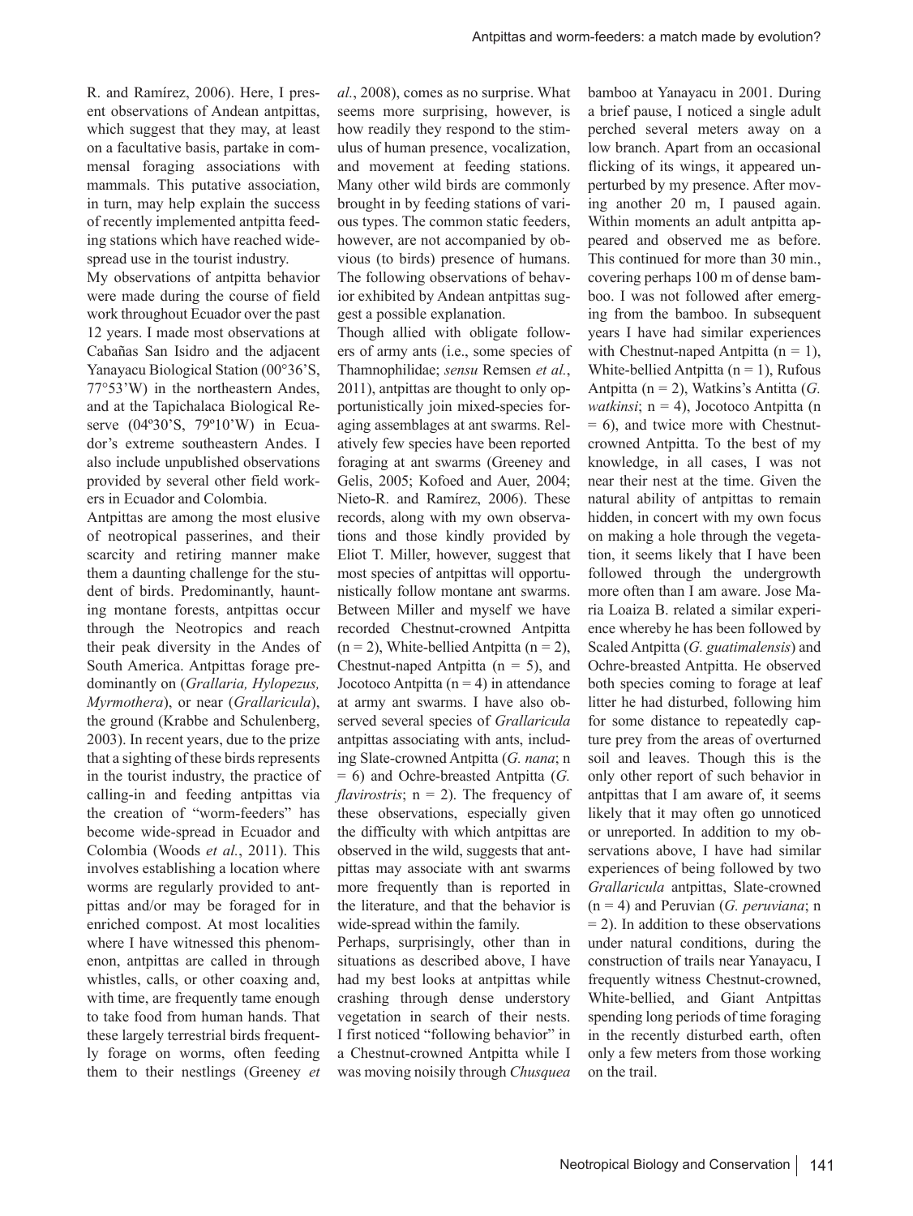R. and Ramírez, 2006). Here, I present observations of Andean antpittas, which suggest that they may, at least on a facultative basis, partake in commensal foraging associations with mammals. This putative association, in turn, may help explain the success of recently implemented antpitta feeding stations which have reached widespread use in the tourist industry.

My observations of antpitta behavior were made during the course of field work throughout Ecuador over the past 12 years. I made most observations at Cabañas San Isidro and the adjacent Yanayacu Biological Station (00°36'S, 77°53'W) in the northeastern Andes, and at the Tapichalaca Biological Reserve (04º30'S, 79º10'W) in Ecuador's extreme southeastern Andes. I also include unpublished observations provided by several other field workers in Ecuador and Colombia.

Antpittas are among the most elusive of neotropical passerines, and their scarcity and retiring manner make them a daunting challenge for the student of birds. Predominantly, haunting montane forests, antpittas occur through the Neotropics and reach their peak diversity in the Andes of South America. Antpittas forage predominantly on (*Grallaria, Hylopezus, Myrmothera*), or near (*Grallaricula*), the ground (Krabbe and Schulenberg, 2003). In recent years, due to the prize that a sighting of these birds represents in the tourist industry, the practice of calling-in and feeding antpittas via the creation of "worm-feeders" has become wide-spread in Ecuador and Colombia (Woods *et al.*, 2011). This involves establishing a location where worms are regularly provided to antpittas and/or may be foraged for in enriched compost. At most localities where I have witnessed this phenomenon, antpittas are called in through whistles, calls, or other coaxing and, with time, are frequently tame enough to take food from human hands. That these largely terrestrial birds frequently forage on worms, often feeding them to their nestlings (Greeney *et al.*, 2008), comes as no surprise. What seems more surprising, however, is how readily they respond to the stimulus of human presence, vocalization, and movement at feeding stations. Many other wild birds are commonly brought in by feeding stations of various types. The common static feeders, however, are not accompanied by obvious (to birds) presence of humans. The following observations of behavior exhibited by Andean antpittas suggest a possible explanation.

Though allied with obligate followers of army ants (i.e., some species of Thamnophilidae; *sensu* Remsen *et al.*, 2011), antpittas are thought to only opportunistically join mixed-species foraging assemblages at ant swarms. Relatively few species have been reported foraging at ant swarms (Greeney and Gelis, 2005; Kofoed and Auer, 2004; Nieto-R. and Ramírez, 2006). These records, along with my own observations and those kindly provided by Eliot T. Miller, however, suggest that most species of antpittas will opportunistically follow montane ant swarms. Between Miller and myself we have recorded Chestnut-crowned Antpitta ($n = 2$), White-bellied Antpitta ($n = 2$), Chestnut-naped Antpitta ($n = 5$), and Jocotoco Antpitta ($n = 4$) in attendance at army ant swarms. I have also observed several species of *Grallaricula* antpittas associating with ants, including Slate-crowned Antpitta (*G. nana*; $n = 6$) and Ochre-breasted Antpitta (*G. flavirostris*; $n = 2$). The frequency of these observations, especially given the difficulty with which antpittas are observed in the wild, suggests that antpittas may associate with ant swarms more frequently than is reported in the literature, and that the behavior is wide-spread within the family.

Perhaps, surprisingly, other than in situations as described above, I have had my best looks at antpittas while crashing through dense understory vegetation in search of their nests. I first noticed "following behavior" in a Chestnut-crowned Antpitta while I was moving noisily through *Chusquea* bamboo at Yanayacu in 2001. During a brief pause, I noticed a single adult perched several meters away on a low branch. Apart from an occasional flicking of its wings, it appeared unperturbed by my presence. After moving another 20 m, I paused again. Within moments an adult antpitta appeared and observed me as before. This continued for more than 30 min., covering perhaps 100 m of dense bamboo. I was not followed after emerging from the bamboo. In subsequent years I have had similar experiences with Chestnut-naped Antpitta ($n = 1$), White-bellied Antpitta ($n = 1$), Rufous Antpitta ($n = 2$), Watkins's Antitta (*G. watkinsi*; $n = 4$), Jocotoco Antpitta ($n = 6$), and twice more with Chestnut-crowned Antpitta. To the best of my knowledge, in all cases, I was not near their nest at the time. Given the natural ability of antpittas to remain hidden, in concert with my own focus on making a hole through the vegetation, it seems likely that I have been followed through the undergrowth more often than I am aware. Jose Maria Loaiza B. related a similar experience whereby he has been followed by Scaled Antpitta (*G. guatimalensis*) and Ochre-breasted Antpitta. He observed both species coming to forage at leaf litter he had disturbed, following him for some distance to repeatedly capture prey from the areas of overturned soil and leaves. Though this is the only other report of such behavior in antpittas that I am aware of, it seems likely that it may often go unnoticed or unreported. In addition to my observations above, I have had similar experiences of being followed by two *Grallaricula* antpittas, Slate-crowned ($n = 4$) and Peruvian (*G. peruviana*; $n = 2$). In addition to these observations under natural conditions, during the construction of trails near Yanayacu, I frequently witness Chestnut-crowned, White-bellied, and Giant Antpittas spending long periods of time foraging in the recently disturbed earth, often only a few meters from those working on the trail.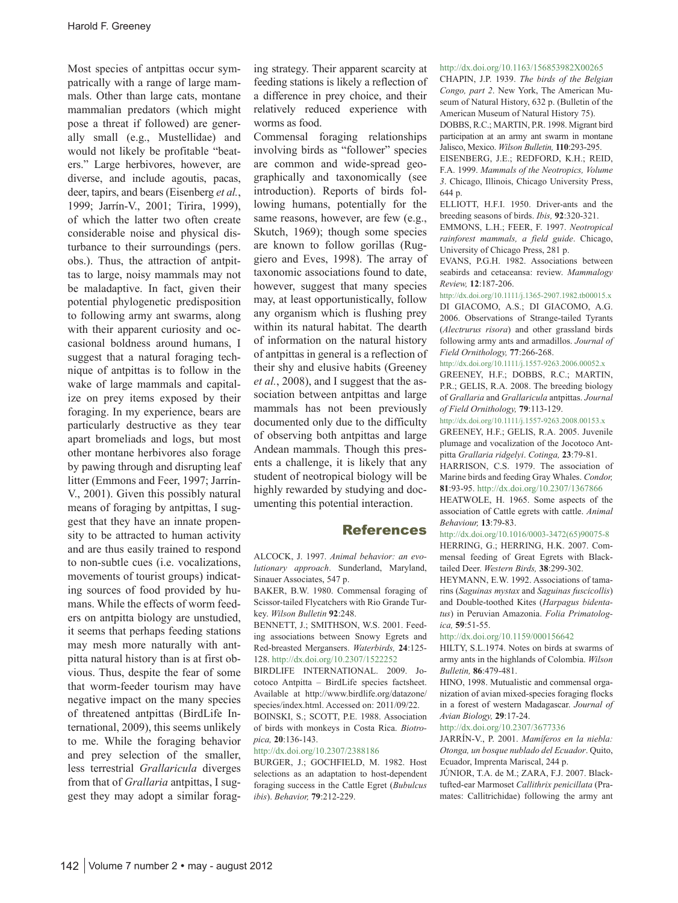Most species of antpittas occur sympatrically with a range of large mammals. Other than large cats, montane mammalian predators (which might pose a threat if followed) are generally small (e.g., Mustellidae) and would not likely be profitable "beaters." Large herbivores, however, are diverse, and include agoutis, pacas, deer, tapirs, and bears (Eisenberg *et al.*, 1999; Jarrín-V., 2001; Tirira, 1999), of which the latter two often create considerable noise and physical disturbance to their surroundings (pers. obs.). Thus, the attraction of antpittas to large, noisy mammals may not be maladaptive. In fact, given their potential phylogenetic predisposition to following army ant swarms, along with their apparent curiosity and occasional boldness around humans, I suggest that a natural foraging technique of antpittas is to follow in the wake of large mammals and capitalize on prey items exposed by their foraging. In my experience, bears are particularly destructive as they tear apart bromeliads and logs, but most other montane herbivores also forage by pawing through and disrupting leaf litter (Emmons and Feer, 1997; Jarrín-V., 2001). Given this possibly natural means of foraging by antpittas, I suggest that they have an innate propensity to be attracted to human activity and are thus easily trained to respond to non-subtle cues (i.e. vocalizations, movements of tourist groups) indicating sources of food provided by humans. While the effects of worm feeders on antpitta biology are unstudied, it seems that perhaps feeding stations may mesh more naturally with antpitta natural history than is at first obvious. Thus, despite the fear of some that worm-feeder tourism may have negative impact on the many species of threatened antpittas (BirdLife International, 2009), this seems unlikely to me. While the foraging behavior and prey selection of the smaller, less terrestrial *Grallaricula* diverges from that of *Grallaria* antpittas, I suggest they may adopt a similar foraging strategy. Their apparent scarcity at feeding stations is likely a reflection of a difference in prey choice, and their relatively reduced experience with worms as food.

Commensal foraging relationships involving birds as "follower" species are common and wide-spread geographically and taxonomically (see introduction). Reports of birds following humans, potentially for the same reasons, however, are few (e.g., Skutch, 1969); though some species are known to follow gorillas (Ruggiero and Eves, 1998). The array of taxonomic associations found to date, however, suggest that many species may, at least opportunistically, follow any organism which is flushing prey within its natural habitat. The dearth of information on the natural history of antpittas in general is a reflection of their shy and elusive habits (Greeney *et al.*, 2008), and I suggest that the association between antpittas and large mammals has not been previously documented only due to the difficulty of observing both antpittas and large Andean mammals. Though this presents a challenge, it is likely that any student of neotropical biology will be highly rewarded by studying and documenting this potential interaction.

## References

ALCOCK, J. 1997. *Animal behavior: an evolutionary approach*. Sunderland, Maryland, Sinauer Associates, 547 p.

BAKER, B.W. 1980. Commensal foraging of Scissor-tailed Flycatchers with Rio Grande Turkey. *Wilson Bulletin* **92**:248.

BENNETT, J.; SMITHSON, W.S. 2001. Feeding associations between Snowy Egrets and Red-breasted Mergansers. *Waterbirds,* **24**:125-128. http://dx.doi.org/10.2307/1522252

BIRDLIFE INTERNATIONAL. 2009. Jocotoco Antpitta – BirdLife species factsheet. Available at http://www.birdlife.org/datazone/species/index.html. Accessed on: 2011/09/22.

BOINSKI, S.; SCOTT, P.E. 1988. Association of birds with monkeys in Costa Rica. *Biotropica,* **20**:136-143. http://dx.doi.org/10.2307/2388186

BURGER, J.; GOCHFIELD, M. 1982. Host selections as an adaptation to host-dependent foraging success in the Cattle Egret (*Bubulcus ibis*). *Behavior,* **79**:212-229. http://dx.doi.org/10.1163/156853982X00265

CHAPIN, J.P. 1939. *The birds of the Belgian Congo, part 2*. New York, The American Museum of Natural History, 632 p. (Bulletin of the American Museum of Natural History 75).

DOBBS, R.C.; MARTIN, P.R. 1998. Migrant bird participation at an army ant swarm in montane Jalisco, Mexico. *Wilson Bulletin,* **110**:293-295.

EISENBERG, J.E.; REDFORD, K.H.; REID, F.A. 1999. *Mammals of the Neotropics, Volume 3*. Chicago, Illinois, Chicago University Press, 644 p.

ELLIOTT, H.F.I. 1950. Driver-ants and the breeding seasons of birds. *Ibis,* **92**:320-321.

EMMONS, L.H.; FEER, F. 1997. *Neotropical rainforest mammals, a field guide*. Chicago, University of Chicago Press, 281 p.

EVANS, P.G.H. 1982. Associations between seabirds and cetaceansa: review. *Mammalogy Review,* **12**:187-206. http://dx.doi.org/10.1111/j.1365-2907.1982.tb00015.x

DI GIACOMO, A.S.; DI GIACOMO, A.G. 2006. Observations of Strange-tailed Tyrants (*Alectrurus risora*) and other grassland birds following army ants and armadillos. *Journal of Field Ornithology,* **77**:266-268. http://dx.doi.org/10.1111/j.1557-9263.2006.00052.x

GREENEY, H.F.; DOBBS, R.C.; MARTIN, P.R.; GELIS, R.A. 2008. The breeding biology of *Grallaria* and *Grallaricula* antpittas. *Journal of Field Ornithology,* **79**:113-129. http://dx.doi.org/10.1111/j.1557-9263.2008.00153.x

GREENEY, H.F.; GELIS, R.A. 2005. Juvenile plumage and vocalization of the Jocotoco Antpitta *Grallaria ridgelyi*. *Cotinga,* **23**:79-81.

HARRISON, C.S. 1979. The association of Marine birds and feeding Gray Whales. *Condor,* **81**:93-95. http://dx.doi.org/10.2307/1367866

HEATWOLE, H. 1965. Some aspects of the association of Cattle egrets with cattle. *Animal Behaviour,* **13**:79-83. http://dx.doi.org/10.1016/0003-3472(65)90075-8

HERRING, G.; HERRING, H.K. 2007. Commensal feeding of Great Egrets with Black-tailed Deer. *Western Birds,* **38**:299-302.

HEYMANN, E.W. 1992. Associations of tamarins (*Saguinas mystax* and *Saguinas fuscicollis*) and Double-toothed Kites (*Harpagus bidentatus*) in Peruvian Amazonia. *Folia Primatologica,* **59**:51-55. http://dx.doi.org/10.1159/000156642

HILTY, S.L.1974. Notes on birds at swarms of army ants in the highlands of Colombia. *Wilson Bulletin,* **86**:479-481.

HINO, 1998. Mutualistic and commensal organization of avian mixed-species foraging flocks in a forest of western Madagascar. *Journal of Avian Biology,* **29**:17-24. http://dx.doi.org/10.2307/3677336

JARRÍN-V., P. 2001. *Mamíferos en la niebla: Otonga, un bosque nublado del Ecuador*. Quito, Ecuador, Imprenta Mariscal, 244 p.

JÚNIOR, T.A. de M.; ZARA, F.J. 2007. Black-tufted-ear Marmoset *Callithrix penicillata* (Primates: Callitrichidae) following the army ant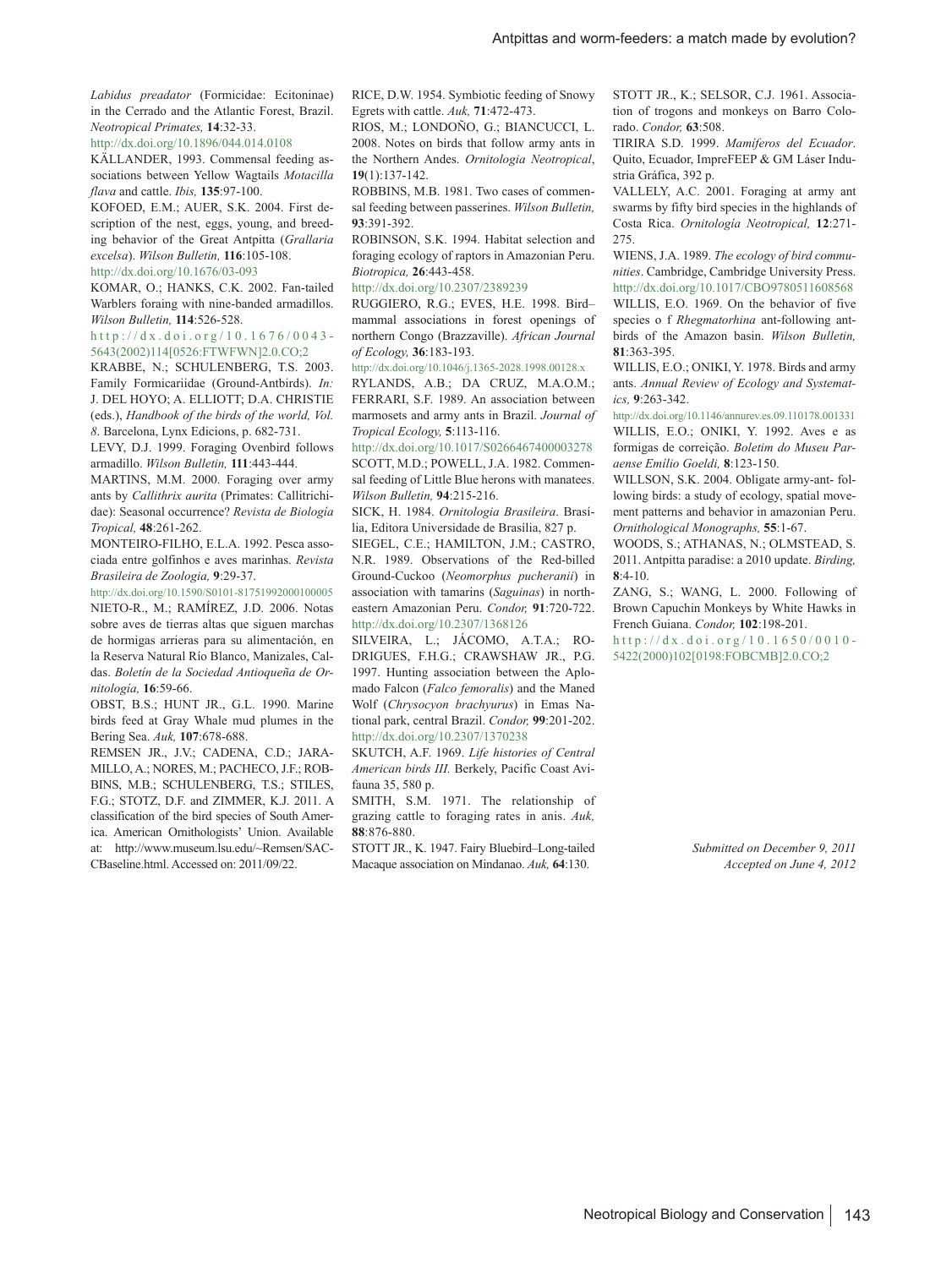*Labidus preadator* (Formicidae: Ecitoninae) in the Cerrado and the Atlantic Forest, Brazil. *Neotropical Primates,* **14**:32-33. http://dx.doi.org/10.1896/044.014.0108

KÄLLANDER, 1993. Commensal feeding associations between Yellow Wagtails *Motacilla flava* and cattle. *Ibis,* **135**:97-100.

KOFOED, E.M.; AUER, S.K. 2004. First description of the nest, eggs, young, and breeding behavior of the Great Antpitta (*Grallaria excelsa*). *Wilson Bulletin,* **116**:105-108. http://dx.doi.org/10.1676/03-093

KOMAR, O.; HANKS, C.K. 2002. Fan-tailed Warblers foraing with nine-banded armadillos. *Wilson Bulletin,* **114**:526-528. http://dx.doi.org/10.1676/0043-5643(2002)114[0526:FTWFWN]2.0.CO;2

KRABBE, N.; SCHULENBERG, T.S. 2003. Family Formicariidae (Ground-Antbirds). *In:* J. DEL HOYO; A. ELLIOTT; D.A. CHRISTIE (eds.), *Handbook of the birds of the world, Vol. 8*. Barcelona, Lynx Edicions, p. 682-731.

LEVY, D.J. 1999. Foraging Ovenbird follows armadillo. *Wilson Bulletin,* **111**:443-444.

MARTINS, M.M. 2000. Foraging over army ants by *Callithrix aurita* (Primates: Callitrichidae): Seasonal occurrence? *Revista de Biología Tropical,* **48**:261-262.

MONTEIRO-FILHO, E.L.A. 1992. Pesca associada entre golfinhos e aves marinhas. *Revista Brasileira de Zoologia,* **9**:29-37. http://dx.doi.org/10.1590/S0101-81751992000100005

NIETO-R., M.; RAMÍREZ, J.D. 2006. Notas sobre aves de tierras altas que siguen marchas de hormigas arrieras para su alimentación, en la Reserva Natural Río Blanco, Manizales, Caldas. *Boletín de la Sociedad Antioqueña de Ornitología,* **16**:59-66.

OBST, B.S.; HUNT JR., G.L. 1990. Marine birds feed at Gray Whale mud plumes in the Bering Sea. *Auk,* **107**:678-688.

REMSEN JR., J.V.; CADENA, C.D.; JARAMILLO, A.; NORES, M.; PACHECO, J.F.; ROBBINS, M.B.; SCHULENBERG, T.S.; STILES, F.G.; STOTZ, D.F. and ZIMMER, K.J. 2011. A classification of the bird species of South America. American Ornithologists' Union. Available at: http://www.museum.lsu.edu/~Remsen/SACCBaseline.html. Accessed on: 2011/09/22.

RICE, D.W. 1954. Symbiotic feeding of Snowy Egrets with cattle. *Auk,* **71**:472-473.

RIOS, M.; LONDOÑO, G.; BIANCUCCI, L. 2008. Notes on birds that follow army ants in the Northern Andes. *Ornitologia Neotropical*, **19**(1):137-142.

ROBBINS, M.B. 1981. Two cases of commensal feeding between passerines. *Wilson Bulletin,* **93**:391-392.

ROBINSON, S.K. 1994. Habitat selection and foraging ecology of raptors in Amazonian Peru. *Biotropica,* **26**:443-458. http://dx.doi.org/10.2307/2389239

RUGGIERO, R.G.; EVES, H.E. 1998. Bird–mammal associations in forest openings of northern Congo (Brazzaville). *African Journal of Ecology,* **36**:183-193. http://dx.doi.org/10.1046/j.1365-2028.1998.00128.x

RYLANDS, A.B.; DA CRUZ, M.A.O.M.; FERRARI, S.F. 1989. An association between marmosets and army ants in Brazil. *Journal of Tropical Ecology,* **5**:113-116. http://dx.doi.org/10.1017/S0266467400003278

SCOTT, M.D.; POWELL, J.A. 1982. Commensal feeding of Little Blue herons with manatees. *Wilson Bulletin,* **94**:215-216.

SICK, H. 1984. *Ornitologia Brasileira*. Brasília, Editora Universidade de Brasília, 827 p.

SIEGEL, C.E.; HAMILTON, J.M.; CASTRO, N.R. 1989. Observations of the Red-billed Ground-Cuckoo (*Neomorphus pucheranii*) in association with tamarins (*Saguinas*) in northeastern Amazonian Peru. *Condor,* **91**:720-722. http://dx.doi.org/10.2307/1368126

SILVEIRA, L.; JÁCOMO, A.T.A.; RODRIGUES, F.H.G.; CRAWSHAW JR., P.G. 1997. Hunting association between the Aplomado Falcon (*Falco femoralis*) and the Maned Wolf (*Chrysocyon brachyurus*) in Emas National park, central Brazil. *Condor,* **99**:201-202. http://dx.doi.org/10.2307/1370238

SKUTCH, A.F. 1969. *Life histories of Central American birds III.* Berkely, Pacific Coast Avifauna 35, 580 p.

SMITH, S.M. 1971. The relationship of grazing cattle to foraging rates in anis. *Auk,* **88**:876-880.

STOTT JR., K. 1947. Fairy Bluebird–Long-tailed Macaque association on Mindanao. *Auk,* **64**:130.

STOTT JR., K.; SELSOR, C.J. 1961. Association of trogons and monkeys on Barro Colorado. *Condor,* **63**:508.

TIRIRA S.D. 1999. *Mamíferos del Ecuador*. Quito, Ecuador, ImpreFEEP & GM Láser Industria Gráfica, 392 p.

VALLELY, A.C. 2001. Foraging at army ant swarms by fifty bird species in the highlands of Costa Rica. *Ornitología Neotropical,* **12**:271-275.

WIENS, J.A. 1989. *The ecology of bird communities*. Cambridge, Cambridge University Press. http://dx.doi.org/10.1017/CBO9780511608568

WILLIS, E.O. 1969. On the behavior of five species o f *Rhegmatorhina* ant-following antbirds of the Amazon basin. *Wilson Bulletin,* **81**:363-395.

WILLIS, E.O.; ONIKI, Y. 1978. Birds and army ants. *Annual Review of Ecology and Systematics,* **9**:263-342. http://dx.doi.org/10.1146/annurev.es.09.110178.001331

WILLIS, E.O.; ONIKI, Y. 1992. Aves e as formigas de correição. *Boletim do Museu Paraense Emílio Goeldi,* **8**:123-150.

WILLSON, S.K. 2004. Obligate army-ant- following birds: a study of ecology, spatial movement patterns and behavior in amazonian Peru. *Ornithological Monographs,* **55**:1-67.

WOODS, S.; ATHANAS, N.; OLMSTEAD, S. 2011. Antpitta paradise: a 2010 update. *Birding,* **8**:4-10.

ZANG, S.; WANG, L. 2000. Following of Brown Capuchin Monkeys by White Hawks in French Guiana. *Condor,* **102**:198-201. http://dx.doi.org/10.1650/0010-5422(2000)102[0198:FOBCMB]2.0.CO;2

*Submitted on December 9, 2011*
*Accepted on June 4, 2012*